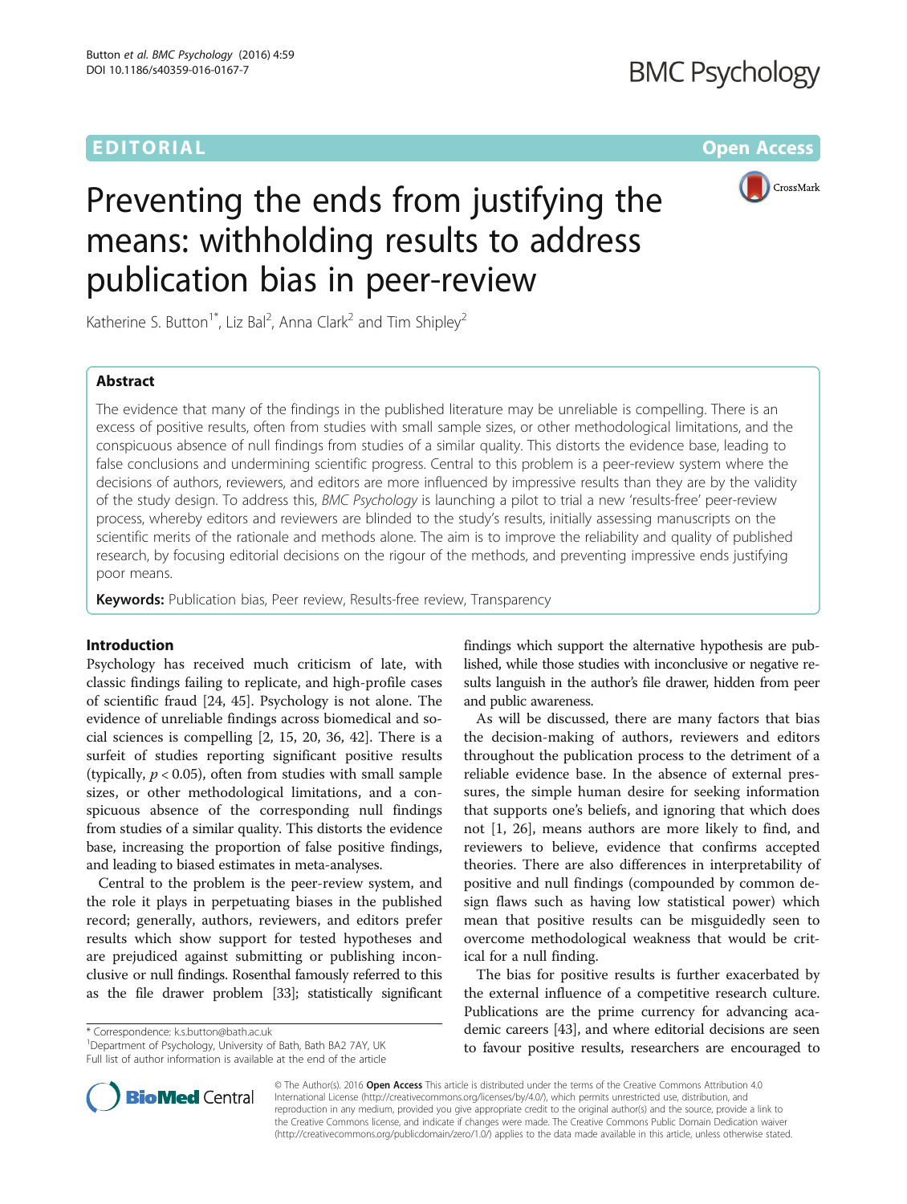EDITORIAL

Open Access

# Preventing the ends from justifying the means: withholding results to address publication bias in peer-review

Katherine S. Button[1*], Liz Bal[2], Anna Clark[2] and Tim Shipley[2]

## Abstract

The evidence that many of the findings in the published literature may be unreliable is compelling. There is an excess of positive results, often from studies with small sample sizes, or other methodological limitations, and the conspicuous absence of null findings from studies of a similar quality. This distorts the evidence base, leading to false conclusions and undermining scientific progress. Central to this problem is a peer-review system where the decisions of authors, reviewers, and editors are more influenced by impressive results than they are by the validity of the study design. To address this, *BMC Psychology* is launching a pilot to trial a new 'results-free' peer-review process, whereby editors and reviewers are blinded to the study's results, initially assessing manuscripts on the scientific merits of the rationale and methods alone. The aim is to improve the reliability and quality of published research, by focusing editorial decisions on the rigour of the methods, and preventing impressive ends justifying poor means.

**Keywords:** Publication bias, Peer review, Results-free review, Transparency

## Introduction

Psychology has received much criticism of late, with classic findings failing to replicate, and high-profile cases of scientific fraud [24, 45]. Psychology is not alone. The evidence of unreliable findings across biomedical and social sciences is compelling [2, 15, 20, 36, 42]. There is a surfeit of studies reporting significant positive results (typically, $p < 0.05$), often from studies with small sample sizes, or other methodological limitations, and a conspicuous absence of the corresponding null findings from studies of a similar quality. This distorts the evidence base, increasing the proportion of false positive findings, and leading to biased estimates in meta-analyses.

Central to the problem is the peer-review system, and the role it plays in perpetuating biases in the published record; generally, authors, reviewers, and editors prefer results which show support for tested hypotheses and are prejudiced against submitting or publishing inconclusive or null findings. Rosenthal famously referred to this as the file drawer problem [33]; statistically significant findings which support the alternative hypothesis are published, while those studies with inconclusive or negative results languish in the author's file drawer, hidden from peer and public awareness.

As will be discussed, there are many factors that bias the decision-making of authors, reviewers and editors throughout the publication process to the detriment of a reliable evidence base. In the absence of external pressures, the simple human desire for seeking information that supports one's beliefs, and ignoring that which does not [1, 26], means authors are more likely to find, and reviewers to believe, evidence that confirms accepted theories. There are also differences in interpretability of positive and null findings (compounded by common design flaws such as having low statistical power) which mean that positive results can be misguidedly seen to overcome methodological weakness that would be critical for a null finding.

The bias for positive results is further exacerbated by the external influence of a competitive research culture. Publications are the prime currency for advancing academic careers [43], and where editorial decisions are seen to favour positive results, researchers are encouraged to

\* Correspondence: k.s.button@bath.ac.uk
[1]Department of Psychology, University of Bath, Bath BA2 7AY, UK
Full list of author information is available at the end of the article

© The Author(s). 2016 **Open Access** This article is distributed under the terms of the Creative Commons Attribution 4.0 International License (http://creativecommons.org/licenses/by/4.0/), which permits unrestricted use, distribution, and reproduction in any medium, provided you give appropriate credit to the original author(s) and the source, provide a link to the Creative Commons license, and indicate if changes were made. The Creative Commons Public Domain Dedication waiver (http://creativecommons.org/publicdomain/zero/1.0/) applies to the data made available in this article, unless otherwise stated.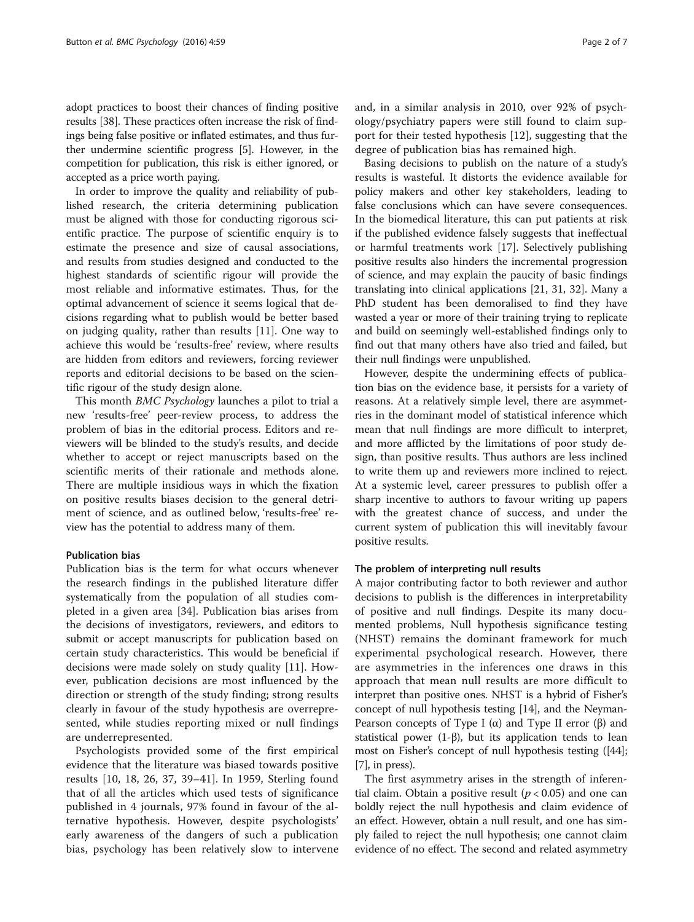adopt practices to boost their chances of finding positive results [38]. These practices often increase the risk of findings being false positive or inflated estimates, and thus further undermine scientific progress [5]. However, in the competition for publication, this risk is either ignored, or accepted as a price worth paying.

In order to improve the quality and reliability of published research, the criteria determining publication must be aligned with those for conducting rigorous scientific practice. The purpose of scientific enquiry is to estimate the presence and size of causal associations, and results from studies designed and conducted to the highest standards of scientific rigour will provide the most reliable and informative estimates. Thus, for the optimal advancement of science it seems logical that decisions regarding what to publish would be better based on judging quality, rather than results [11]. One way to achieve this would be 'results-free' review, where results are hidden from editors and reviewers, forcing reviewer reports and editorial decisions to be based on the scientific rigour of the study design alone.

This month *BMC Psychology* launches a pilot to trial a new 'results-free' peer-review process, to address the problem of bias in the editorial process. Editors and reviewers will be blinded to the study's results, and decide whether to accept or reject manuscripts based on the scientific merits of their rationale and methods alone. There are multiple insidious ways in which the fixation on positive results biases decision to the general detriment of science, and as outlined below, 'results-free' review has the potential to address many of them.

## Publication bias

Publication bias is the term for what occurs whenever the research findings in the published literature differ systematically from the population of all studies completed in a given area [34]. Publication bias arises from the decisions of investigators, reviewers, and editors to submit or accept manuscripts for publication based on certain study characteristics. This would be beneficial if decisions were made solely on study quality [11]. However, publication decisions are most influenced by the direction or strength of the study finding; strong results clearly in favour of the study hypothesis are overrepresented, while studies reporting mixed or null findings are underrepresented.

Psychologists provided some of the first empirical evidence that the literature was biased towards positive results [10, 18, 26, 37, 39–41]. In 1959, Sterling found that of all the articles which used tests of significance published in 4 journals, 97% found in favour of the alternative hypothesis. However, despite psychologists' early awareness of the dangers of such a publication bias, psychology has been relatively slow to intervene and, in a similar analysis in 2010, over 92% of psychology/psychiatry papers were still found to claim support for their tested hypothesis [12], suggesting that the degree of publication bias has remained high.

Basing decisions to publish on the nature of a study's results is wasteful. It distorts the evidence available for policy makers and other key stakeholders, leading to false conclusions which can have severe consequences. In the biomedical literature, this can put patients at risk if the published evidence falsely suggests that ineffectual or harmful treatments work [17]. Selectively publishing positive results also hinders the incremental progression of science, and may explain the paucity of basic findings translating into clinical applications [21, 31, 32]. Many a PhD student has been demoralised to find they have wasted a year or more of their training trying to replicate and build on seemingly well-established findings only to find out that many others have also tried and failed, but their null findings were unpublished.

However, despite the undermining effects of publication bias on the evidence base, it persists for a variety of reasons. At a relatively simple level, there are asymmetries in the dominant model of statistical inference which mean that null findings are more difficult to interpret, and more afflicted by the limitations of poor study design, than positive results. Thus authors are less inclined to write them up and reviewers more inclined to reject. At a systemic level, career pressures to publish offer a sharp incentive to authors to favour writing up papers with the greatest chance of success, and under the current system of publication this will inevitably favour positive results.

## The problem of interpreting null results

A major contributing factor to both reviewer and author decisions to publish is the differences in interpretability of positive and null findings. Despite its many documented problems, Null hypothesis significance testing (NHST) remains the dominant framework for much experimental psychological research. However, there are asymmetries in the inferences one draws in this approach that mean null results are more difficult to interpret than positive ones. NHST is a hybrid of Fisher's concept of null hypothesis testing [14], and the Neyman-Pearson concepts of Type I ($\alpha$) and Type II error ($\beta$) and statistical power ($1\text{-}\beta$), but its application tends to lean most on Fisher's concept of null hypothesis testing ([44]; [7], in press).

The first asymmetry arises in the strength of inferential claim. Obtain a positive result ($p < 0.05$) and one can boldly reject the null hypothesis and claim evidence of an effect. However, obtain a null result, and one has simply failed to reject the null hypothesis; one cannot claim evidence of no effect. The second and related asymmetry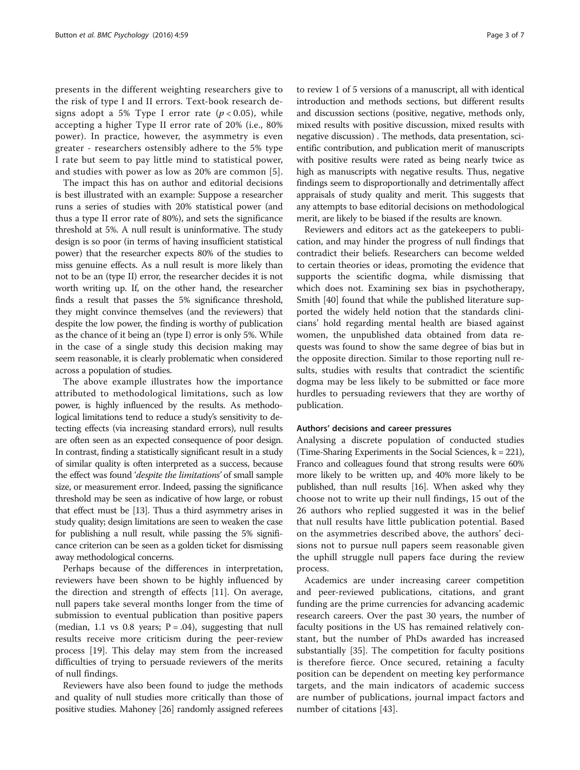presents in the different weighting researchers give to the risk of type I and II errors. Text-book research designs adopt a 5% Type I error rate ($p < 0.05$), while accepting a higher Type II error rate of 20% (i.e., 80% power). In practice, however, the asymmetry is even greater - researchers ostensibly adhere to the 5% type I rate but seem to pay little mind to statistical power, and studies with power as low as 20% are common [5].

The impact this has on author and editorial decisions is best illustrated with an example: Suppose a researcher runs a series of studies with 20% statistical power (and thus a type II error rate of 80%), and sets the significance threshold at 5%. A null result is uninformative. The study design is so poor (in terms of having insufficient statistical power) that the researcher expects 80% of the studies to miss genuine effects. As a null result is more likely than not to be an (type II) error, the researcher decides it is not worth writing up. If, on the other hand, the researcher finds a result that passes the 5% significance threshold, they might convince themselves (and the reviewers) that despite the low power, the finding is worthy of publication as the chance of it being an (type I) error is only 5%. While in the case of a single study this decision making may seem reasonable, it is clearly problematic when considered across a population of studies.

The above example illustrates how the importance attributed to methodological limitations, such as low power, is highly influenced by the results. As methodological limitations tend to reduce a study's sensitivity to detecting effects (via increasing standard errors), null results are often seen as an expected consequence of poor design. In contrast, finding a statistically significant result in a study of similar quality is often interpreted as a success, because the effect was found '*despite the limitations*' of small sample size, or measurement error. Indeed, passing the significance threshold may be seen as indicative of how large, or robust that effect must be [13]. Thus a third asymmetry arises in study quality; design limitations are seen to weaken the case for publishing a null result, while passing the 5% significance criterion can be seen as a golden ticket for dismissing away methodological concerns.

Perhaps because of the differences in interpretation, reviewers have been shown to be highly influenced by the direction and strength of effects [11]. On average, null papers take several months longer from the time of submission to eventual publication than positive papers (median, 1.1 vs 0.8 years; $P = .04$), suggesting that null results receive more criticism during the peer-review process [19]. This delay may stem from the increased difficulties of trying to persuade reviewers of the merits of null findings.

Reviewers have also been found to judge the methods and quality of null studies more critically than those of positive studies. Mahoney [26] randomly assigned referees to review 1 of 5 versions of a manuscript, all with identical introduction and methods sections, but different results and discussion sections (positive, negative, methods only, mixed results with positive discussion, mixed results with negative discussion) . The methods, data presentation, scientific contribution, and publication merit of manuscripts with positive results were rated as being nearly twice as high as manuscripts with negative results. Thus, negative findings seem to disproportionally and detrimentally affect appraisals of study quality and merit. This suggests that any attempts to base editorial decisions on methodological merit, are likely to be biased if the results are known.

Reviewers and editors act as the gatekeepers to publication, and may hinder the progress of null findings that contradict their beliefs. Researchers can become welded to certain theories or ideas, promoting the evidence that supports the scientific dogma, while dismissing that which does not. Examining sex bias in psychotherapy, Smith [40] found that while the published literature supported the widely held notion that the standards clinicians' hold regarding mental health are biased against women, the unpublished data obtained from data requests was found to show the same degree of bias but in the opposite direction. Similar to those reporting null results, studies with results that contradict the scientific dogma may be less likely to be submitted or face more hurdles to persuading reviewers that they are worthy of publication.

#### Authors' decisions and career pressures

Analysing a discrete population of conducted studies (Time-Sharing Experiments in the Social Sciences, $k = 221$), Franco and colleagues found that strong results were 60% more likely to be written up, and 40% more likely to be published, than null results [16]. When asked why they choose not to write up their null findings, 15 out of the 26 authors who replied suggested it was in the belief that null results have little publication potential. Based on the asymmetries described above, the authors' decisions not to pursue null papers seem reasonable given the uphill struggle null papers face during the review process.

Academics are under increasing career competition and peer-reviewed publications, citations, and grant funding are the prime currencies for advancing academic research careers. Over the past 30 years, the number of faculty positions in the US has remained relatively constant, but the number of PhDs awarded has increased substantially [35]. The competition for faculty positions is therefore fierce. Once secured, retaining a faculty position can be dependent on meeting key performance targets, and the main indicators of academic success are number of publications, journal impact factors and number of citations [43].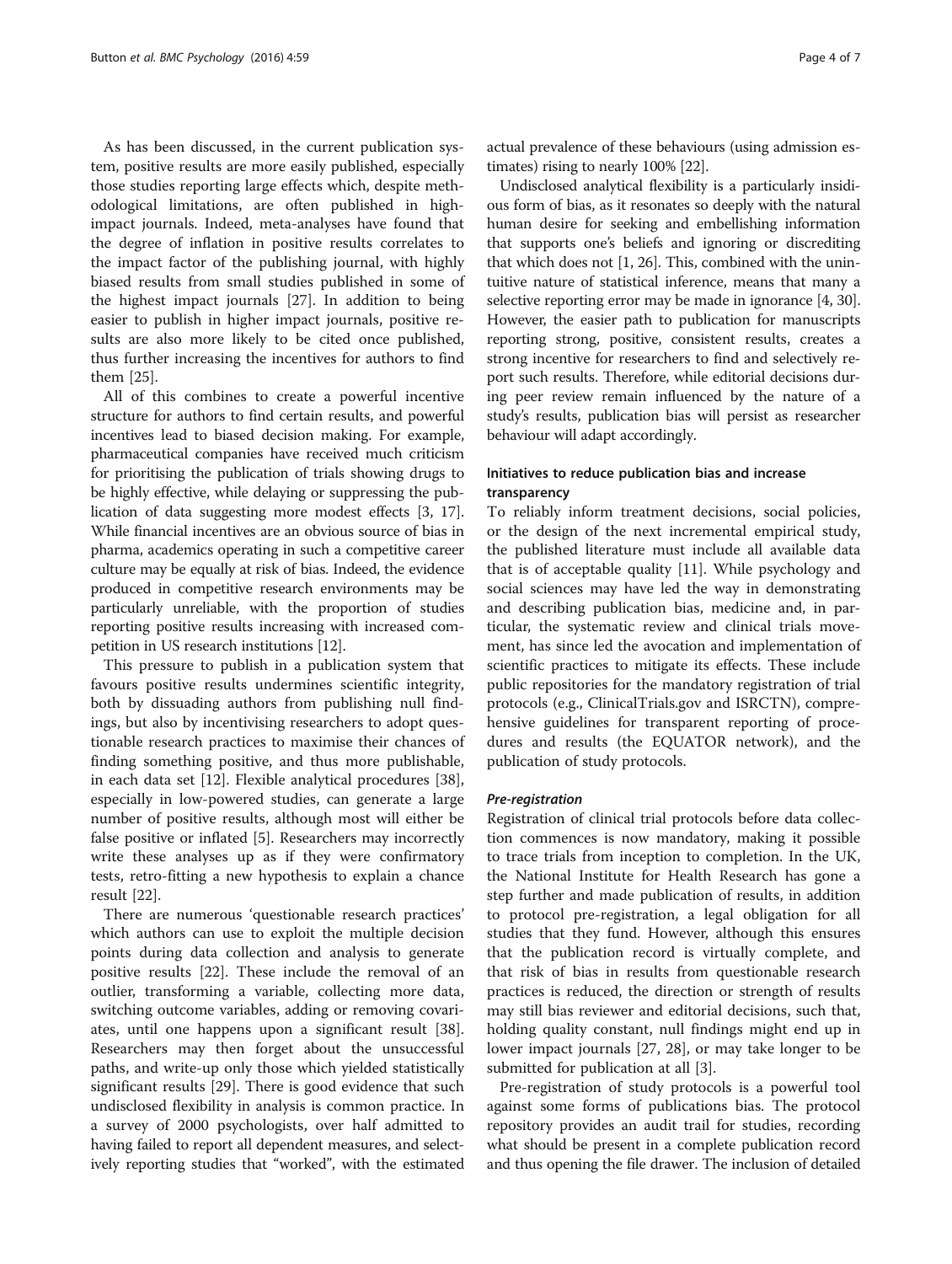As has been discussed, in the current publication system, positive results are more easily published, especially those studies reporting large effects which, despite methodological limitations, are often published in high-impact journals. Indeed, meta-analyses have found that the degree of inflation in positive results correlates to the impact factor of the publishing journal, with highly biased results from small studies published in some of the highest impact journals [27]. In addition to being easier to publish in higher impact journals, positive results are also more likely to be cited once published, thus further increasing the incentives for authors to find them [25].

All of this combines to create a powerful incentive structure for authors to find certain results, and powerful incentives lead to biased decision making. For example, pharmaceutical companies have received much criticism for prioritising the publication of trials showing drugs to be highly effective, while delaying or suppressing the publication of data suggesting more modest effects [3, 17]. While financial incentives are an obvious source of bias in pharma, academics operating in such a competitive career culture may be equally at risk of bias. Indeed, the evidence produced in competitive research environments may be particularly unreliable, with the proportion of studies reporting positive results increasing with increased competition in US research institutions [12].

This pressure to publish in a publication system that favours positive results undermines scientific integrity, both by dissuading authors from publishing null findings, but also by incentivising researchers to adopt questionable research practices to maximise their chances of finding something positive, and thus more publishable, in each data set [12]. Flexible analytical procedures [38], especially in low-powered studies, can generate a large number of positive results, although most will either be false positive or inflated [5]. Researchers may incorrectly write these analyses up as if they were confirmatory tests, retro-fitting a new hypothesis to explain a chance result [22].

There are numerous 'questionable research practices' which authors can use to exploit the multiple decision points during data collection and analysis to generate positive results [22]. These include the removal of an outlier, transforming a variable, collecting more data, switching outcome variables, adding or removing covariates, until one happens upon a significant result [38]. Researchers may then forget about the unsuccessful paths, and write-up only those which yielded statistically significant results [29]. There is good evidence that such undisclosed flexibility in analysis is common practice. In a survey of 2000 psychologists, over half admitted to having failed to report all dependent measures, and selectively reporting studies that "worked", with the estimated actual prevalence of these behaviours (using admission estimates) rising to nearly 100% [22].

Undisclosed analytical flexibility is a particularly insidious form of bias, as it resonates so deeply with the natural human desire for seeking and embellishing information that supports one's beliefs and ignoring or discrediting that which does not [1, 26]. This, combined with the unintuitive nature of statistical inference, means that many a selective reporting error may be made in ignorance [4, 30]. However, the easier path to publication for manuscripts reporting strong, positive, consistent results, creates a strong incentive for researchers to find and selectively report such results. Therefore, while editorial decisions during peer review remain influenced by the nature of a study's results, publication bias will persist as researcher behaviour will adapt accordingly.

## Initiatives to reduce publication bias and increase transparency

To reliably inform treatment decisions, social policies, or the design of the next incremental empirical study, the published literature must include all available data that is of acceptable quality [11]. While psychology and social sciences may have led the way in demonstrating and describing publication bias, medicine and, in particular, the systematic review and clinical trials movement, has since led the avocation and implementation of scientific practices to mitigate its effects. These include public repositories for the mandatory registration of trial protocols (e.g., ClinicalTrials.gov and ISRCTN), comprehensive guidelines for transparent reporting of procedures and results (the EQUATOR network), and the publication of study protocols.

### *Pre-registration*

Registration of clinical trial protocols before data collection commences is now mandatory, making it possible to trace trials from inception to completion. In the UK, the National Institute for Health Research has gone a step further and made publication of results, in addition to protocol pre-registration, a legal obligation for all studies that they fund. However, although this ensures that the publication record is virtually complete, and that risk of bias in results from questionable research practices is reduced, the direction or strength of results may still bias reviewer and editorial decisions, such that, holding quality constant, null findings might end up in lower impact journals [27, 28], or may take longer to be submitted for publication at all [3].

Pre-registration of study protocols is a powerful tool against some forms of publications bias. The protocol repository provides an audit trail for studies, recording what should be present in a complete publication record and thus opening the file drawer. The inclusion of detailed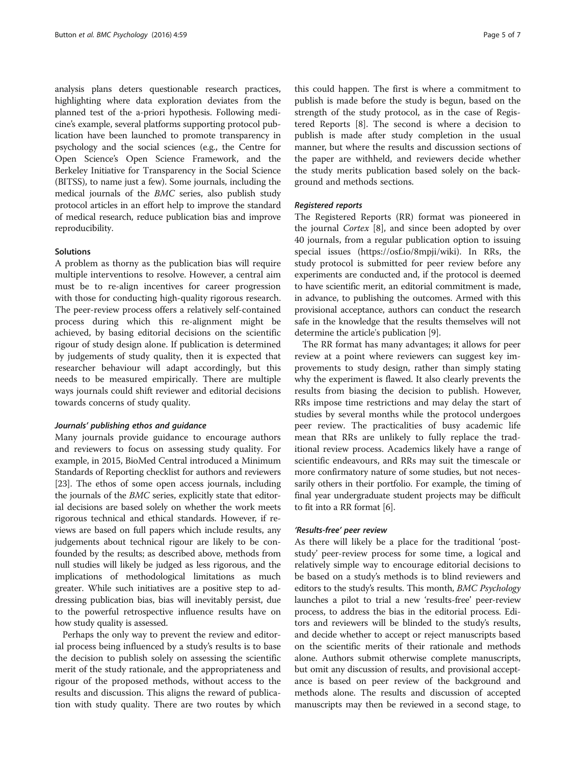analysis plans deters questionable research practices, highlighting where data exploration deviates from the planned test of the a-priori hypothesis. Following medicine's example, several platforms supporting protocol publication have been launched to promote transparency in psychology and the social sciences (e.g., the Centre for Open Science's Open Science Framework, and the Berkeley Initiative for Transparency in the Social Science (BITSS), to name just a few). Some journals, including the medical journals of the *BMC* series, also publish study protocol articles in an effort help to improve the standard of medical research, reduce publication bias and improve reproducibility.

## Solutions

A problem as thorny as the publication bias will require multiple interventions to resolve. However, a central aim must be to re-align incentives for career progression with those for conducting high-quality rigorous research. The peer-review process offers a relatively self-contained process during which this re-alignment might be achieved, by basing editorial decisions on the scientific rigour of study design alone. If publication is determined by judgements of study quality, then it is expected that researcher behaviour will adapt accordingly, but this needs to be measured empirically. There are multiple ways journals could shift reviewer and editorial decisions towards concerns of study quality.

### *Journals' publishing ethos and guidance*

Many journals provide guidance to encourage authors and reviewers to focus on assessing study quality. For example, in 2015, BioMed Central introduced a Minimum Standards of Reporting checklist for authors and reviewers [23]. The ethos of some open access journals, including the journals of the *BMC* series, explicitly state that editorial decisions are based solely on whether the work meets rigorous technical and ethical standards. However, if reviews are based on full papers which include results, any judgements about technical rigour are likely to be confounded by the results; as described above, methods from null studies will likely be judged as less rigorous, and the implications of methodological limitations as much greater. While such initiatives are a positive step to addressing publication bias, bias will inevitably persist, due to the powerful retrospective influence results have on how study quality is assessed.

Perhaps the only way to prevent the review and editorial process being influenced by a study's results is to base the decision to publish solely on assessing the scientific merit of the study rationale, and the appropriateness and rigour of the proposed methods, without access to the results and discussion. This aligns the reward of publication with study quality. There are two routes by which this could happen. The first is where a commitment to publish is made before the study is begun, based on the strength of the study protocol, as in the case of Registered Reports [8]. The second is where a decision to publish is made after study completion in the usual manner, but where the results and discussion sections of the paper are withheld, and reviewers decide whether the study merits publication based solely on the background and methods sections.

### *Registered reports*

The Registered Reports (RR) format was pioneered in the journal *Cortex* [8], and since been adopted by over 40 journals, from a regular publication option to issuing special issues (https://osf.io/8mpji/wiki). In RRs, the study protocol is submitted for peer review before any experiments are conducted and, if the protocol is deemed to have scientific merit, an editorial commitment is made, in advance, to publishing the outcomes. Armed with this provisional acceptance, authors can conduct the research safe in the knowledge that the results themselves will not determine the article's publication [9].

The RR format has many advantages; it allows for peer review at a point where reviewers can suggest key improvements to study design, rather than simply stating why the experiment is flawed. It also clearly prevents the results from biasing the decision to publish. However, RRs impose time restrictions and may delay the start of studies by several months while the protocol undergoes peer review. The practicalities of busy academic life mean that RRs are unlikely to fully replace the traditional review process. Academics likely have a range of scientific endeavours, and RRs may suit the timescale or more confirmatory nature of some studies, but not necessarily others in their portfolio. For example, the timing of final year undergraduate student projects may be difficult to fit into a RR format [6].

### *'Results-free' peer review*

As there will likely be a place for the traditional 'post-study' peer-review process for some time, a logical and relatively simple way to encourage editorial decisions to be based on a study's methods is to blind reviewers and editors to the study's results. This month, *BMC Psychology* launches a pilot to trial a new 'results-free' peer-review process, to address the bias in the editorial process. Editors and reviewers will be blinded to the study's results, and decide whether to accept or reject manuscripts based on the scientific merits of their rationale and methods alone. Authors submit otherwise complete manuscripts, but omit any discussion of results, and provisional acceptance is based on peer review of the background and methods alone. The results and discussion of accepted manuscripts may then be reviewed in a second stage, to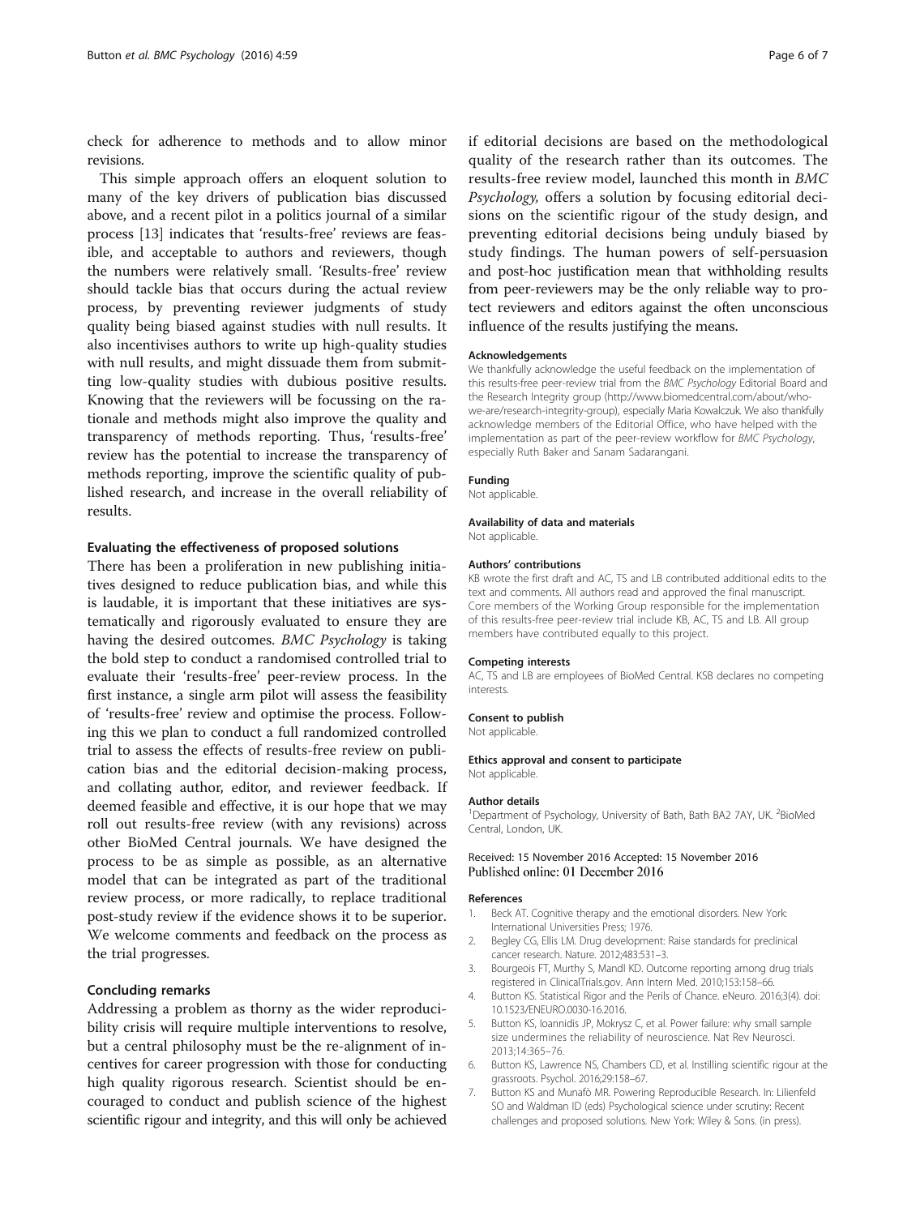check for adherence to methods and to allow minor revisions.

This simple approach offers an eloquent solution to many of the key drivers of publication bias discussed above, and a recent pilot in a politics journal of a similar process [13] indicates that 'results-free' reviews are feasible, and acceptable to authors and reviewers, though the numbers were relatively small. 'Results-free' review should tackle bias that occurs during the actual review process, by preventing reviewer judgments of study quality being biased against studies with null results. It also incentivises authors to write up high-quality studies with null results, and might dissuade them from submitting low-quality studies with dubious positive results. Knowing that the reviewers will be focussing on the rationale and methods might also improve the quality and transparency of methods reporting. Thus, 'results-free' review has the potential to increase the transparency of methods reporting, improve the scientific quality of published research, and increase in the overall reliability of results.

### Evaluating the effectiveness of proposed solutions

There has been a proliferation in new publishing initiatives designed to reduce publication bias, and while this is laudable, it is important that these initiatives are systematically and rigorously evaluated to ensure they are having the desired outcomes. *BMC Psychology* is taking the bold step to conduct a randomised controlled trial to evaluate their 'results-free' peer-review process. In the first instance, a single arm pilot will assess the feasibility of 'results-free' review and optimise the process. Following this we plan to conduct a full randomized controlled trial to assess the effects of results-free review on publication bias and the editorial decision-making process, and collating author, editor, and reviewer feedback. If deemed feasible and effective, it is our hope that we may roll out results-free review (with any revisions) across other BioMed Central journals. We have designed the process to be as simple as possible, as an alternative model that can be integrated as part of the traditional review process, or more radically, to replace traditional post-study review if the evidence shows it to be superior. We welcome comments and feedback on the process as the trial progresses.

### Concluding remarks

Addressing a problem as thorny as the wider reproducibility crisis will require multiple interventions to resolve, but a central philosophy must be the re-alignment of incentives for career progression with those for conducting high quality rigorous research. Scientist should be encouraged to conduct and publish science of the highest scientific rigour and integrity, and this will only be achieved if editorial decisions are based on the methodological quality of the research rather than its outcomes. The results-free review model, launched this month in *BMC Psychology,* offers a solution by focusing editorial decisions on the scientific rigour of the study design, and preventing editorial decisions being unduly biased by study findings. The human powers of self-persuasion and post-hoc justification mean that withholding results from peer-reviewers may be the only reliable way to protect reviewers and editors against the often unconscious influence of the results justifying the means.

#### Acknowledgements

We thankfully acknowledge the useful feedback on the implementation of this results-free peer-review trial from the *BMC Psychology* Editorial Board and the Research Integrity group (http://www.biomedcentral.com/about/who-we-are/research-integrity-group), especially Maria Kowalczuk. We also thankfully acknowledge members of the Editorial Office, who have helped with the implementation as part of the peer-review workflow for *BMC Psychology*, especially Ruth Baker and Sanam Sadarangani.

#### Funding

Not applicable.

#### Availability of data and materials

Not applicable.

#### Authors' contributions

KB wrote the first draft and AC, TS and LB contributed additional edits to the text and comments. All authors read and approved the final manuscript. Core members of the Working Group responsible for the implementation of this results-free peer-review trial include KB, AC, TS and LB. All group members have contributed equally to this project.

#### Competing interests

AC, TS and LB are employees of BioMed Central. KSB declares no competing interests.

#### Consent to publish

Not applicable.

#### Ethics approval and consent to participate

Not applicable.

#### Author details

[1]Department of Psychology, University of Bath, Bath BA2 7AY, UK. [2]BioMed Central, London, UK.

Received: 15 November 2016 Accepted: 15 November 2016
Published online: 01 December 2016

#### References

1. Beck AT. Cognitive therapy and the emotional disorders. New York: International Universities Press; 1976.
2. Begley CG, Ellis LM. Drug development: Raise standards for preclinical cancer research. Nature. 2012;483:531–3.
3. Bourgeois FT, Murthy S, Mandl KD. Outcome reporting among drug trials registered in ClinicalTrials.gov. Ann Intern Med. 2010;153:158–66.
4. Button KS. Statistical Rigor and the Perils of Chance. eNeuro. 2016;3(4). doi: 10.1523/ENEURO.0030-16.2016.
5. Button KS, Ioannidis JP, Mokrysz C, et al. Power failure: why small sample size undermines the reliability of neuroscience. Nat Rev Neurosci. 2013;14:365–76.
6. Button KS, Lawrence NS, Chambers CD, et al. Instilling scientific rigour at the grassroots. Psychol. 2016;29:158–67.
7. Button KS and Munafò MR. Powering Reproducible Research. In: Lilienfeld SO and Waldman ID (eds) Psychological science under scrutiny: Recent challenges and proposed solutions. New York: Wiley & Sons. (in press).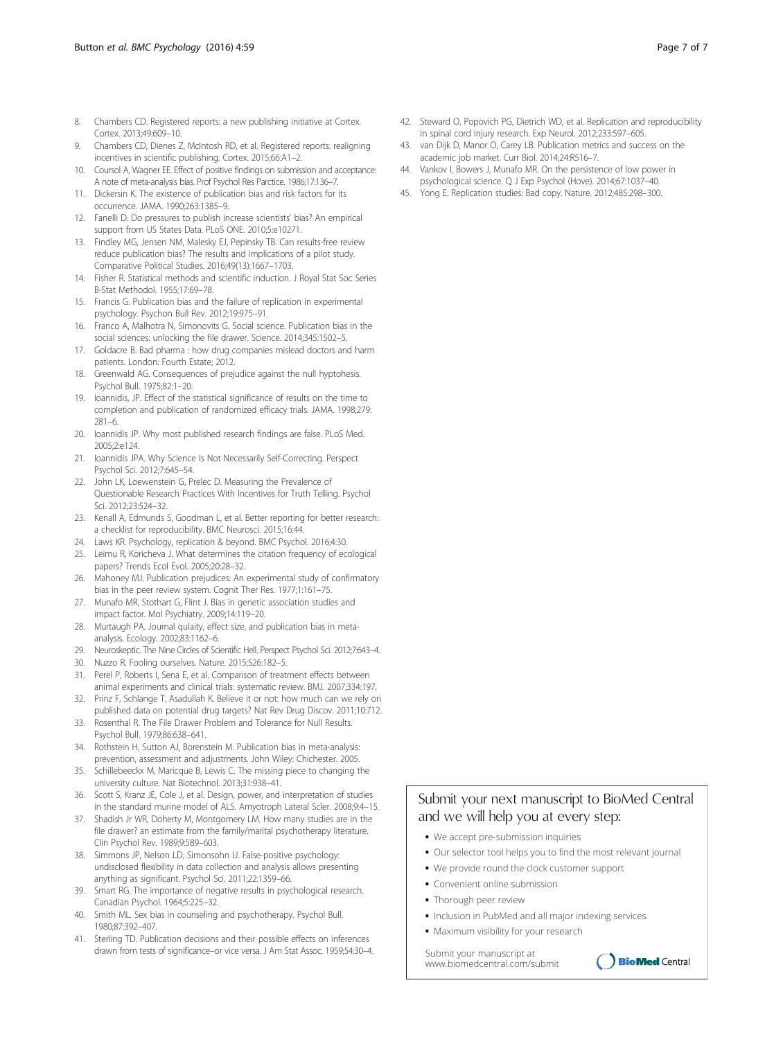8. Chambers CD. Registered reports: a new publishing initiative at Cortex. Cortex. 2013;49:609–10.
9. Chambers CD, Dienes Z, McIntosh RD, et al. Registered reports: realigning incentives in scientific publishing. Cortex. 2015;66:A1–2.
10. Coursol A, Wagner EE. Effect of positive findings on submission and acceptance: A note of meta-analysis bias. Prof Psychol Res Parctice. 1986;17:136–7.
11. Dickersin K. The existence of publication bias and risk factors for its occurrence. JAMA. 1990;263:1385–9.
12. Fanelli D. Do pressures to publish increase scientists' bias? An empirical support from US States Data. PLoS ONE. 2010;5:e10271.
13. Findley MG, Jensen NM, Malesky EJ, Pepinsky TB. Can results-free review reduce publication bias? The results and implications of a pilot study. Comparative Political Studies. 2016;49(13):1667–1703.
14. Fisher R. Statistical methods and scientific induction. J Royal Stat Soc Series B-Stat Methodol. 1955;17:69–78.
15. Francis G. Publication bias and the failure of replication in experimental psychology. Psychon Bull Rev. 2012;19:975–91.
16. Franco A, Malhotra N, Simonovits G. Social science. Publication bias in the social sciences: unlocking the file drawer. Science. 2014;345:1502–5.
17. Goldacre B. Bad pharma : how drug companies mislead doctors and harm patients. London: Fourth Estate; 2012.
18. Greenwald AG. Consequences of prejudice against the null hyptohesis. Psychol Bull. 1975;82:1–20.
19. Ioannidis, JP. Effect of the statistical significance of results on the time to completion and publication of randomized efficacy trials. JAMA. 1998;279: 281–6.
20. Ioannidis JP. Why most published research findings are false. PLoS Med. 2005;2:e124.
21. Ioannidis JPA. Why Science Is Not Necessarily Self-Correcting. Perspect Psychol Sci. 2012;7:645–54.
22. John LK, Loewenstein G, Prelec D. Measuring the Prevalence of Questionable Research Practices With Incentives for Truth Telling. Psychol Sci. 2012;23:524–32.
23. Kenall A, Edmunds S, Goodman L, et al. Better reporting for better research: a checklist for reproducibility. BMC Neurosci. 2015;16:44.
24. Laws KR. Psychology, replication & beyond. BMC Psychol. 2016;4:30.
25. Leimu R, Koricheva J. What determines the citation frequency of ecological papers? Trends Ecol Evol. 2005;20:28–32.
26. Mahoney MJ. Publication prejudices: An experimental study of confirmatory bias in the peer review system. Cognit Ther Res. 1977;1:161–75.
27. Munafo MR, Stothart G, Flint J. Bias in genetic association studies and impact factor. Mol Psychiatry. 2009;14:119–20.
28. Murtaugh PA. Journal qulaity, effect size, and publication bias in meta-analysis. Ecology. 2002;83:1162–6.
29. Neuroskeptic. The Nine Circles of Scientific Hell. Perspect Psychol Sci. 2012;7:643–4.
30. Nuzzo R. Fooling ourselves. Nature. 2015;526:182–5.
31. Perel P, Roberts I, Sena E, et al. Comparison of treatment effects between animal experiments and clinical trials: systematic review. BMJ. 2007;334:197.
32. Prinz F, Schlange T, Asadullah K. Believe it or not: how much can we rely on published data on potential drug targets? Nat Rev Drug Discov. 2011;10:712.
33. Rosenthal R. The File Drawer Problem and Tolerance for Null Results. Psychol Bull. 1979;86:638–641.
34. Rothstein H, Sutton AJ, Borenstein M. Publication bias in meta-analysis: prevention, assessment and adjustments. John Wiley: Chichester. 2005.
35. Schillebeeckx M, Maricque B, Lewis C. The missing piece to changing the university culture. Nat Biotechnol. 2013;31:938–41.
36. Scott S, Kranz JE, Cole J, et al. Design, power, and interpretation of studies in the standard murine model of ALS. Amyotroph Lateral Scler. 2008;9:4–15.
37. Shadish Jr WR, Doherty M, Montgomery LM. How many studies are in the file drawer? an estimate from the family/marital psychotherapy literature. Clin Psychol Rev. 1989;9:589–603.
38. Simmons JP, Nelson LD, Simonsohn U. False-positive psychology: undisclosed flexibility in data collection and analysis allows presenting anything as significant. Psychol Sci. 2011;22:1359–66.
39. Smart RG. The importance of negative results in psychological research. Canadian Psychol. 1964;5:225–32.
40. Smith ML. Sex bias in counseling and psychotherapy. Psychol Bull. 1980;87:392–407.
41. Sterling TD. Publication decisions and their possible effects on inferences drawn from tests of significance–or vice versa. J Am Stat Assoc. 1959;54:30–4.
42. Steward O, Popovich PG, Dietrich WD, et al. Replication and reproducibility in spinal cord injury research. Exp Neurol. 2012;233:597–605.
43. van Dijk D, Manor O, Carey LB. Publication metrics and success on the academic job market. Curr Biol. 2014;24:R516–7.
44. Vankov I, Bowers J, Munafo MR. On the persistence of low power in psychological science. Q J Exp Psychol (Hove). 2014;67:1037–40.
45. Yong E. Replication studies: Bad copy. Nature. 2012;485:298–300.

Submit your next manuscript to BioMed Central and we will help you at every step:

- We accept pre-submission inquiries
- Our selector tool helps you to find the most relevant journal
- We provide round the clock customer support
- Convenient online submission
- Thorough peer review
- Inclusion in PubMed and all major indexing services
- Maximum visibility for your research

Submit your manuscript at www.biomedcentral.com/submit

BioMed Central